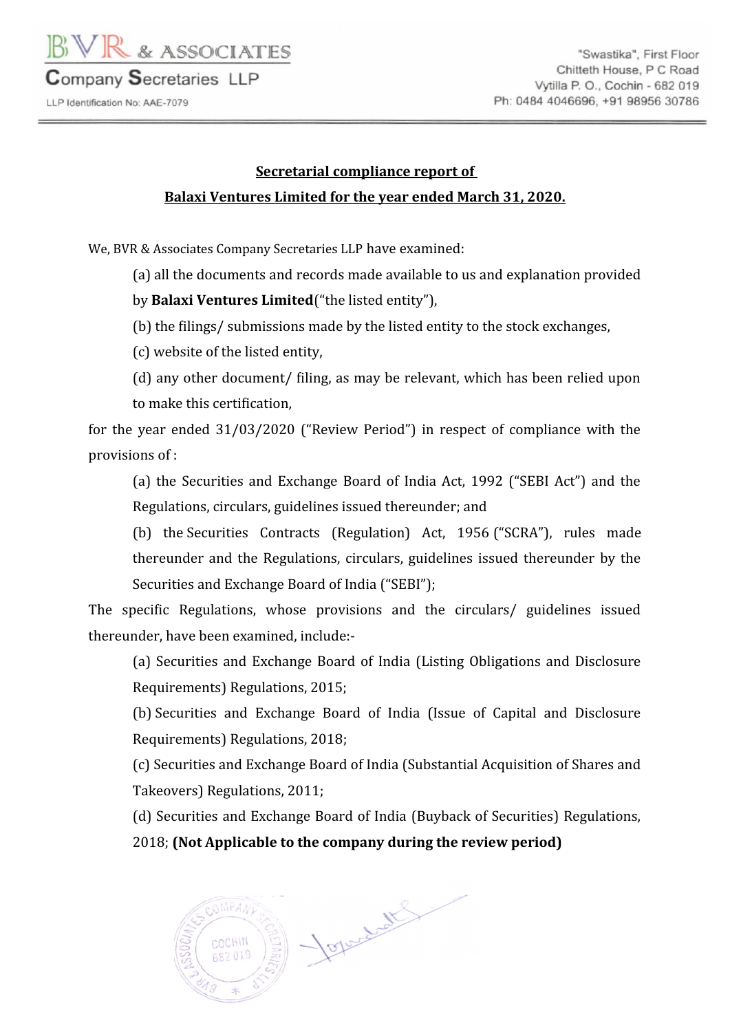BVR & ASSOCIATES
Company Secretaries LLP
LLP Identification No: AAE-7079

"Swastika", First Floor
Chitteth House, P C Road
Vytilla P. O., Cochin - 682 019
Ph: 0484 4046696, +91 98956 30786

## Secretarial compliance report of Balaxi Ventures Limited for the year ended March 31, 2020.

We, BVR & Associates Company Secretaries LLP have examined:

(a) all the documents and records made available to us and explanation provided by **Balaxi Ventures Limited**("the listed entity"),

(b) the filings/ submissions made by the listed entity to the stock exchanges,

(c) website of the listed entity,

(d) any other document/ filing, as may be relevant, which has been relied upon to make this certification,

for the year ended 31/03/2020 ("Review Period") in respect of compliance with the provisions of :

(a) the Securities and Exchange Board of India Act, 1992 ("SEBI Act") and the Regulations, circulars, guidelines issued thereunder; and

(b) the Securities Contracts (Regulation) Act, 1956 ("SCRA"), rules made thereunder and the Regulations, circulars, guidelines issued thereunder by the Securities and Exchange Board of India ("SEBI");

The specific Regulations, whose provisions and the circulars/ guidelines issued thereunder, have been examined, include:-

(a) Securities and Exchange Board of India (Listing Obligations and Disclosure Requirements) Regulations, 2015;

(b) Securities and Exchange Board of India (Issue of Capital and Disclosure Requirements) Regulations, 2018;

(c) Securities and Exchange Board of India (Substantial Acquisition of Shares and Takeovers) Regulations, 2011;

(d) Securities and Exchange Board of India (Buyback of Securities) Regulations, 2018; **(Not Applicable to the company during the review period)**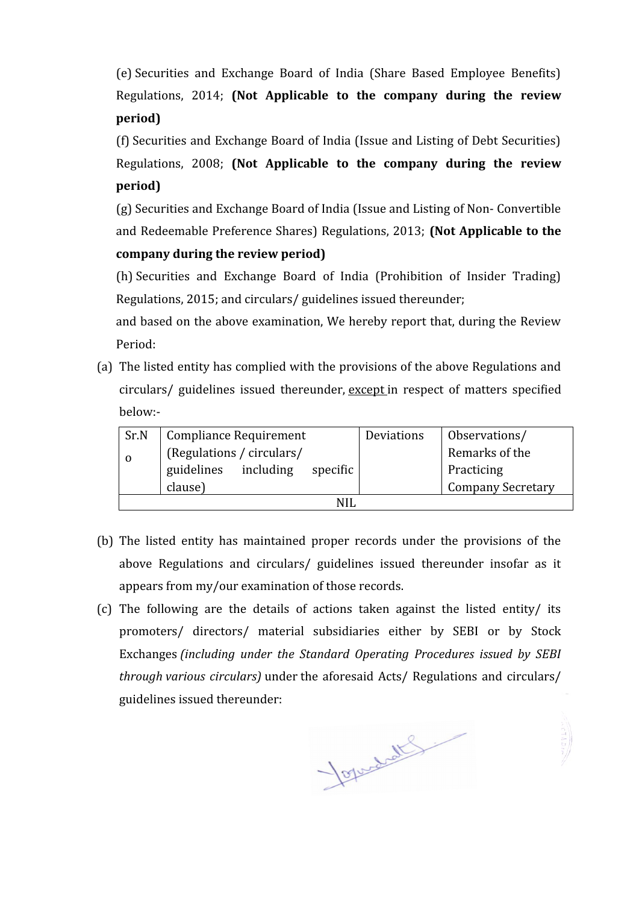(e) Securities and Exchange Board of India (Share Based Employee Benefits) Regulations, 2014; **(Not Applicable to the company during the review period)**

(f) Securities and Exchange Board of India (Issue and Listing of Debt Securities) Regulations, 2008; **(Not Applicable to the company during the review period)**

(g) Securities and Exchange Board of India (Issue and Listing of Non- Convertible and Redeemable Preference Shares) Regulations, 2013; **(Not Applicable to the company during the review period)**

(h) Securities and Exchange Board of India (Prohibition of Insider Trading) Regulations, 2015; and circulars/ guidelines issued thereunder;

and based on the above examination, We hereby report that, during the Review Period:

(a) The listed entity has complied with the provisions of the above Regulations and circulars/ guidelines issued thereunder, except in respect of matters specified below:-

| Sr.No | Compliance Requirement (Regulations / circulars/ guidelines including specific clause) | Deviations | Observations/ Remarks of the Practicing Company Secretary |
|---|---|---|---|
| NIL | | | |

(b) The listed entity has maintained proper records under the provisions of the above Regulations and circulars/ guidelines issued thereunder insofar as it appears from my/our examination of those records.

(c) The following are the details of actions taken against the listed entity/ its promoters/ directors/ material subsidiaries either by SEBI or by Stock Exchanges *(including under the Standard Operating Procedures issued by SEBI through various circulars)* under the aforesaid Acts/ Regulations and circulars/ guidelines issued thereunder: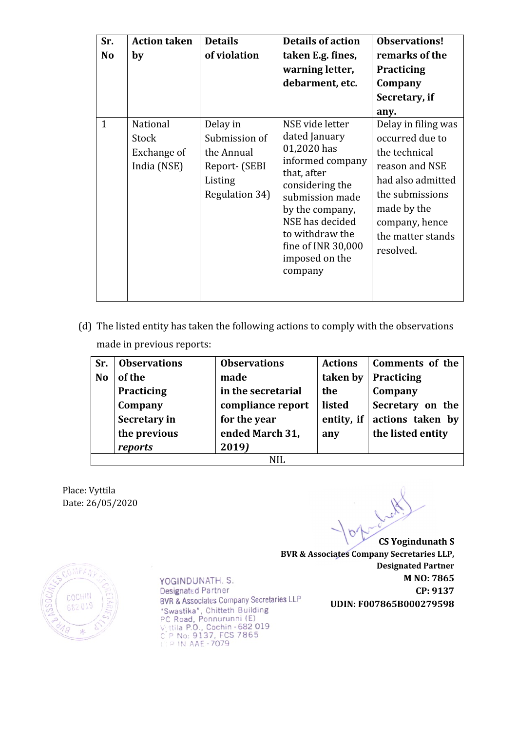| Sr. No | Action taken by | Details of violation | Details of action taken E.g. fines, warning letter, debarment, etc. | Observations! remarks of the Practicing Company Secretary, if any. |
|---|---|---|---|---|
| 1 | National Stock Exchange of India (NSE) | Delay in Submission of the Annual Report- (SEBI Listing Regulation 34) | NSE vide letter dated January 01,2020 has informed company that, after considering the submission made by the company, NSE has decided to withdraw the fine of INR 30,000 imposed on the company | Delay in filing was occurred due to the technical reason and NSE had also admitted the submissions made by the company, hence the matter stands resolved. |

(d) The listed entity has taken the following actions to comply with the observations made in previous reports:

| Sr. No | Observations of the Practicing Company Secretary in the previous *reports* | Observations made in the secretarial compliance report for the year ended March 31, 2019*)* | Actions taken by the listed entity, if any | Comments of the Practicing Company Secretary on the actions taken by the listed entity |
|---|---|---|---|---|
| NIL | | | | |

Place: Vyttila
Date: 26/05/2020

**CS Yogindunath S**
**BVR & Associates Company Secretaries LLP,**
**Designated Partner**
**M NO: 7865**
**CP: 9137**
**UDIN: F007865B000279598**

YOGINDUNATH. S.
Designated Partner
BVR & Associates Company Secretaries LLP
"Swastika", Chitteth Building
PC Road, Ponnurunni (E)
Vyttila P.O., Cochin - 682 019
C P No: 9137, FCS 7865
LLP IN AAE - 7079